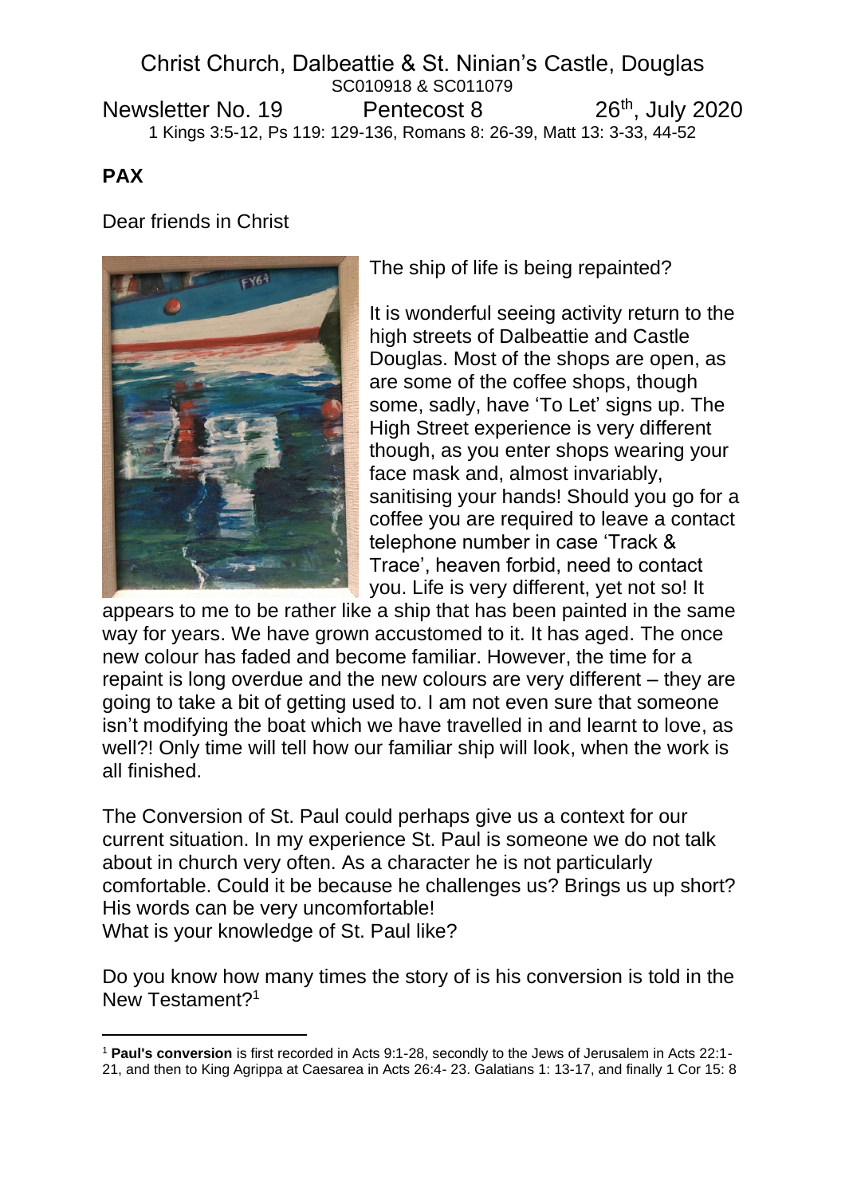Christ Church, Dalbeattie & St. Ninian's Castle, Douglas

SC010918 & SC011079

Newsletter No. 19 Pentecost 8 26th, July 2020

1 Kings 3:5-12, Ps 119: 129-136, Romans 8: 26-39, Matt 13: 3-33, 44-52

**PAX**

Dear friends in Christ

The ship of life is being repainted?

It is wonderful seeing activity return to the high streets of Dalbeattie and Castle Douglas. Most of the shops are open, as are some of the coffee shops, though some, sadly, have 'To Let' signs up. The High Street experience is very different though, as you enter shops wearing your face mask and, almost invariably, sanitising your hands! Should you go for a coffee you are required to leave a contact telephone number in case 'Track & Trace', heaven forbid, need to contact you. Life is very different, yet not so! It appears to me to be rather like a ship that has been painted in the same way for years. We have grown accustomed to it. It has aged. The once new colour has faded and become familiar. However, the time for a repaint is long overdue and the new colours are very different – they are going to take a bit of getting used to. I am not even sure that someone isn't modifying the boat which we have travelled in and learnt to love, as well?! Only time will tell how our familiar ship will look, when the work is all finished.

The Conversion of St. Paul could perhaps give us a context for our current situation. In my experience St. Paul is someone we do not talk about in church very often. As a character he is not particularly comfortable. Could it be because he challenges us? Brings us up short? His words can be very uncomfortable!

What is your knowledge of St. Paul like?

Do you know how many times the story of is his conversion is told in the New Testament?[1]

---

[1] **Paul's conversion** is first recorded in Acts 9:1-28, secondly to the Jews of Jerusalem in Acts 22:1-21, and then to King Agrippa at Caesarea in Acts 26:4- 23. Galatians 1: 13-17, and finally 1 Cor 15: 8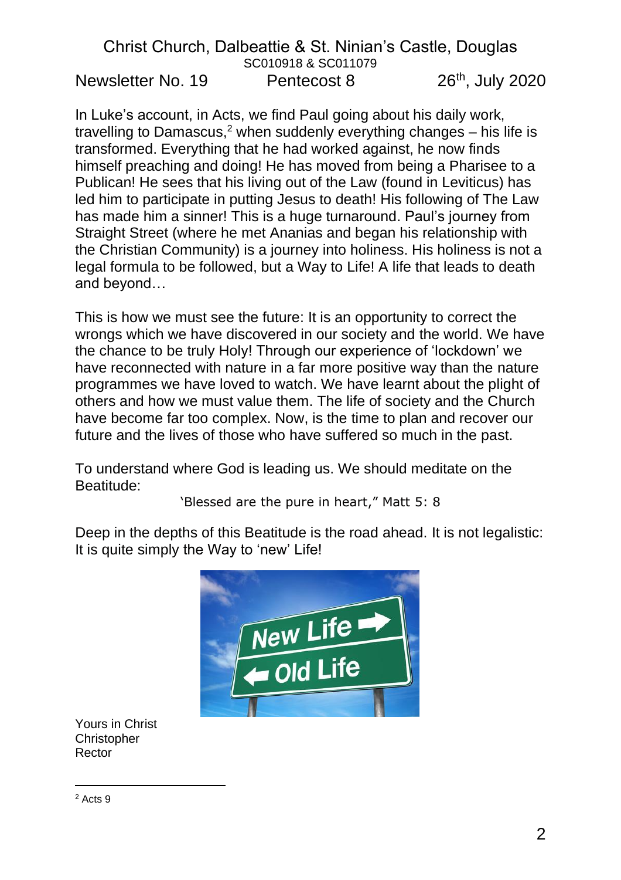Christ Church, Dalbeattie & St. Ninian's Castle, Douglas
SC010918 & SC011079

Newsletter No. 19 Pentecost 8 26th, July 2020

In Luke's account, in Acts, we find Paul going about his daily work, travelling to Damascus,[2] when suddenly everything changes – his life is transformed. Everything that he had worked against, he now finds himself preaching and doing! He has moved from being a Pharisee to a Publican! He sees that his living out of the Law (found in Leviticus) has led him to participate in putting Jesus to death! His following of The Law has made him a sinner! This is a huge turnaround. Paul's journey from Straight Street (where he met Ananias and began his relationship with the Christian Community) is a journey into holiness. His holiness is not a legal formula to be followed, but a Way to Life! A life that leads to death and beyond…

This is how we must see the future: It is an opportunity to correct the wrongs which we have discovered in our society and the world. We have the chance to be truly Holy! Through our experience of 'lockdown' we have reconnected with nature in a far more positive way than the nature programmes we have loved to watch. We have learnt about the plight of others and how we must value them. The life of society and the Church have become far too complex. Now, is the time to plan and recover our future and the lives of those who have suffered so much in the past.

To understand where God is leading us. We should meditate on the Beatitude:

'Blessed are the pure in heart," Matt 5: 8

Deep in the depths of this Beatitude is the road ahead. It is not legalistic: It is quite simply the Way to 'new' Life!

Yours in Christ
Christopher
Rector

[2] Acts 9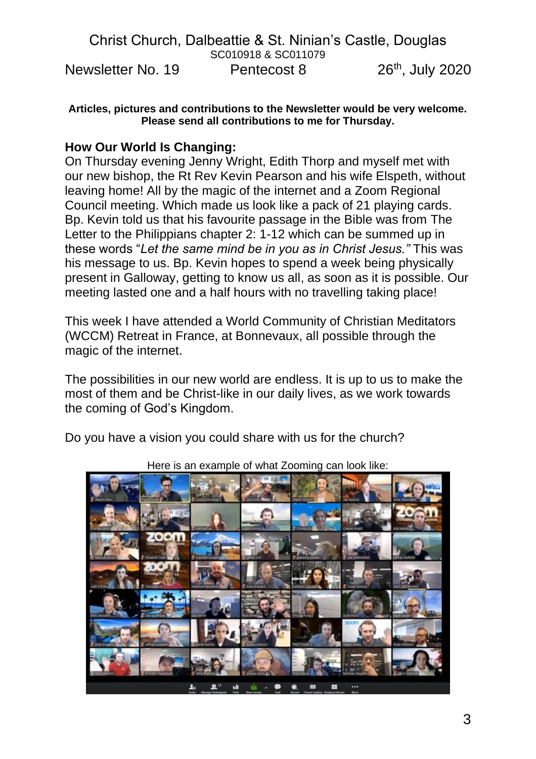Christ Church, Dalbeattie & St. Ninian's Castle, Douglas
SC010918 & SC011079

Newsletter No. 19 Pentecost 8 26th, July 2020

**Articles, pictures and contributions to the Newsletter would be very welcome. Please send all contributions to me for Thursday.**

## How Our World Is Changing:

On Thursday evening Jenny Wright, Edith Thorp and myself met with our new bishop, the Rt Rev Kevin Pearson and his wife Elspeth, without leaving home! All by the magic of the internet and a Zoom Regional Council meeting. Which made us look like a pack of 21 playing cards. Bp. Kevin told us that his favourite passage in the Bible was from The Letter to the Philippians chapter 2: 1-12 which can be summed up in these words "*Let the same mind be in you as in Christ Jesus."* This was his message to us. Bp. Kevin hopes to spend a week being physically present in Galloway, getting to know us all, as soon as it is possible. Our meeting lasted one and a half hours with no travelling taking place!

This week I have attended a World Community of Christian Meditators (WCCM) Retreat in France, at Bonnevaux, all possible through the magic of the internet.

The possibilities in our new world are endless. It is up to us to make the most of them and be Christ-like in our daily lives, as we work towards the coming of God's Kingdom.

Do you have a vision you could share with us for the church?

Here is an example of what Zooming can look like: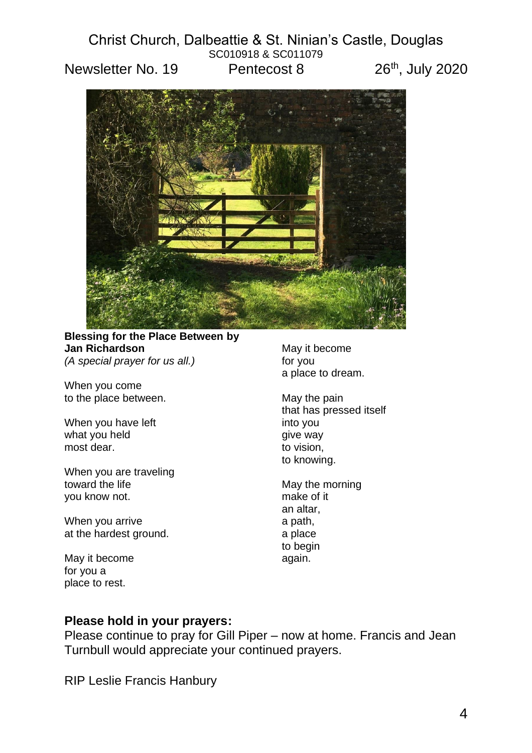Christ Church, Dalbeattie & St. Ninian's Castle, Douglas
SC010918 & SC011079

Newsletter No. 19 Pentecost 8 26th, July 2020

**Blessing for the Place Between by Jan Richardson**
*(A special prayer for us all.)*

When you come
to the place between.

When you have left
what you held
most dear.

When you are traveling
toward the life
you know not.

When you arrive
at the hardest ground.

May it become
for you a
place to rest.

May it become
for you
a place to dream.

May the pain
that has pressed itself
into you
give way
to vision,
to knowing.

May the morning
make of it
an altar,
a path,
a place
to begin
again.

**Please hold in your prayers:**

Please continue to pray for Gill Piper – now at home. Francis and Jean Turnbull would appreciate your continued prayers.

RIP Leslie Francis Hanbury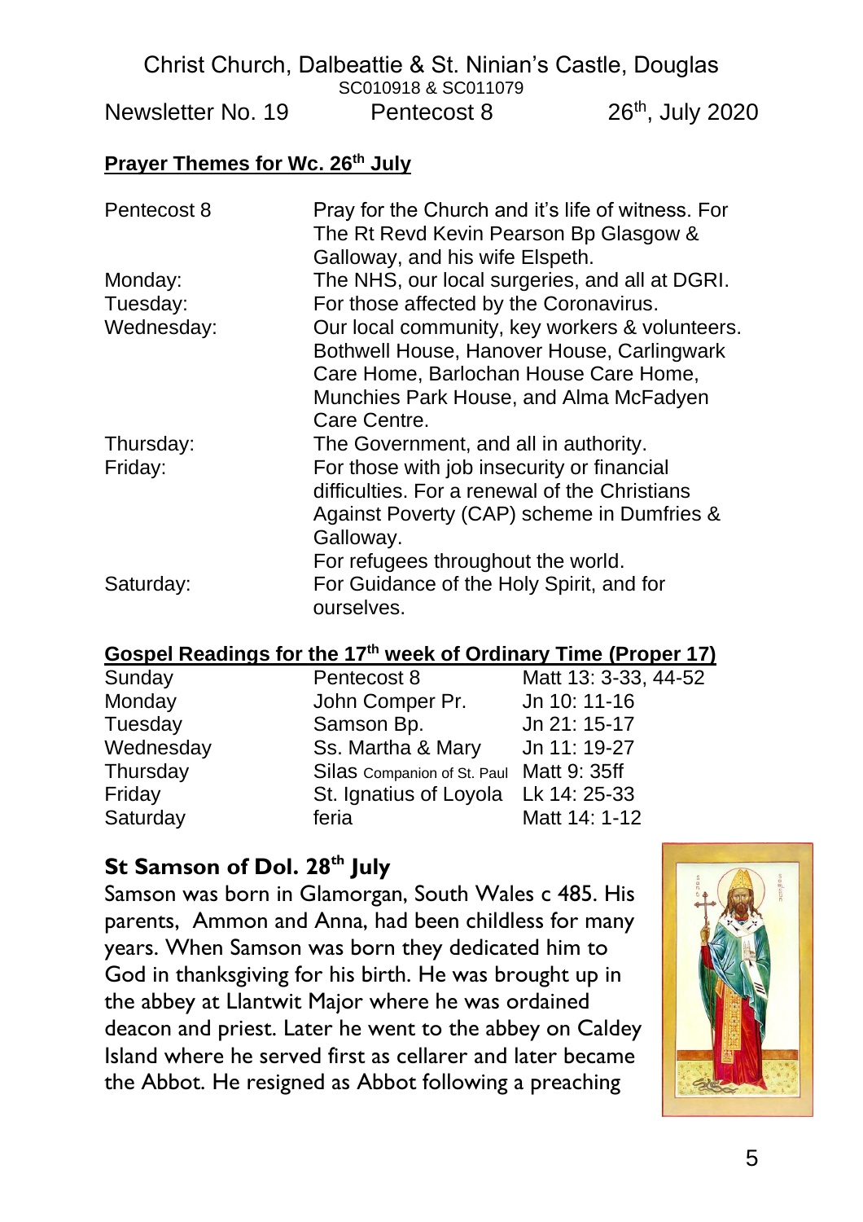Christ Church, Dalbeattie & St. Ninian's Castle, Douglas
SC010918 & SC011079

Newsletter No. 19 | Pentecost 8 | 26th, July 2020

**Prayer Themes for Wc. 26th July**

| | |
|---|---|
| Pentecost 8 | Pray for the Church and it's life of witness. For The Rt Revd Kevin Pearson Bp Glasgow & Galloway, and his wife Elspeth. |
| Monday: | The NHS, our local surgeries, and all at DGRI. |
| Tuesday: | For those affected by the Coronavirus. |
| Wednesday: | Our local community, key workers & volunteers. Bothwell House, Hanover House, Carlingwark Care Home, Barlochan House Care Home, Munchies Park House, and Alma McFadyen Care Centre. |
| Thursday: | The Government, and all in authority. |
| Friday: | For those with job insecurity or financial difficulties. For a renewal of the Christians Against Poverty (CAP) scheme in Dumfries & Galloway. For refugees throughout the world. |
| Saturday: | For Guidance of the Holy Spirit, and for ourselves. |

**Gospel Readings for the 17th week of Ordinary Time (Proper 17)**

| | | |
|---|---|---|
| Sunday | Pentecost 8 | Matt 13: 3-33, 44-52 |
| Monday | John Comper Pr. | Jn 10: 11-16 |
| Tuesday | Samson Bp. | Jn 21: 15-17 |
| Wednesday | Ss. Martha & Mary | Jn 11: 19-27 |
| Thursday | Silas Companion of St. Paul | Matt 9: 35ff |
| Friday | St. Ignatius of Loyola | Lk 14: 25-33 |
| Saturday | feria | Matt 14: 1-12 |

## St Samson of Dol. 28th July

Samson was born in Glamorgan, South Wales c 485. His parents, Ammon and Anna, had been childless for many years. When Samson was born they dedicated him to God in thanksgiving for his birth. He was brought up in the abbey at Llantwit Major where he was ordained deacon and priest. Later he went to the abbey on Caldey Island where he served first as cellarer and later became the Abbot. He resigned as Abbot following a preaching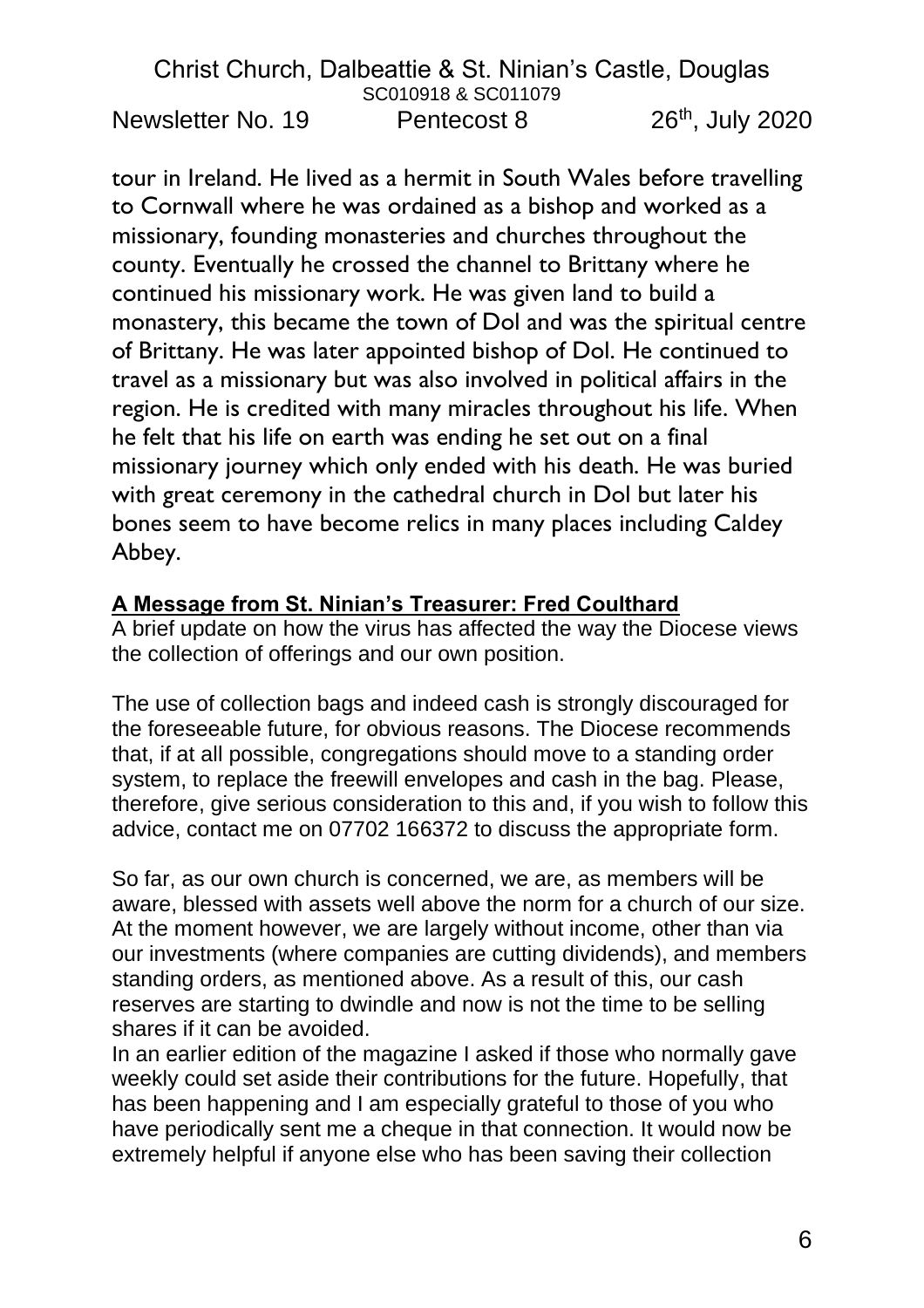tour in Ireland. He lived as a hermit in South Wales before travelling to Cornwall where he was ordained as a bishop and worked as a missionary, founding monasteries and churches throughout the county. Eventually he crossed the channel to Brittany where he continued his missionary work. He was given land to build a monastery, this became the town of Dol and was the spiritual centre of Brittany. He was later appointed bishop of Dol. He continued to travel as a missionary but was also involved in political affairs in the region. He is credited with many miracles throughout his life. When he felt that his life on earth was ending he set out on a final missionary journey which only ended with his death. He was buried with great ceremony in the cathedral church in Dol but later his bones seem to have become relics in many places including Caldey Abbey.

**A Message from St. Ninian's Treasurer: Fred Coulthard**

A brief update on how the virus has affected the way the Diocese views the collection of offerings and our own position.

The use of collection bags and indeed cash is strongly discouraged for the foreseeable future, for obvious reasons. The Diocese recommends that, if at all possible, congregations should move to a standing order system, to replace the freewill envelopes and cash in the bag. Please, therefore, give serious consideration to this and, if you wish to follow this advice, contact me on 07702 166372 to discuss the appropriate form.

So far, as our own church is concerned, we are, as members will be aware, blessed with assets well above the norm for a church of our size. At the moment however, we are largely without income, other than via our investments (where companies are cutting dividends), and members standing orders, as mentioned above. As a result of this, our cash reserves are starting to dwindle and now is not the time to be selling shares if it can be avoided.

In an earlier edition of the magazine I asked if those who normally gave weekly could set aside their contributions for the future. Hopefully, that has been happening and I am especially grateful to those of you who have periodically sent me a cheque in that connection. It would now be extremely helpful if anyone else who has been saving their collection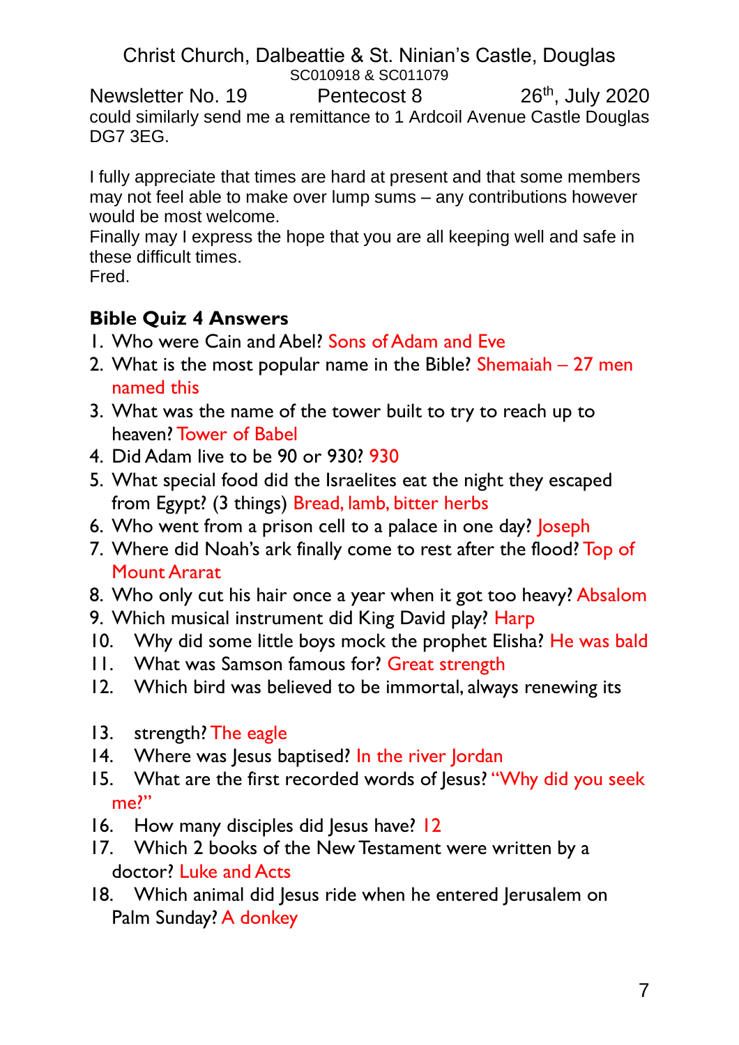could similarly send me a remittance to 1 Ardcoil Avenue Castle Douglas DG7 3EG.

I fully appreciate that times are hard at present and that some members may not feel able to make over lump sums – any contributions however would be most welcome.
Finally may I express the hope that you are all keeping well and safe in these difficult times.
Fred.

**Bible Quiz 4 Answers**

1. Who were Cain and Abel? Sons of Adam and Eve
2. What is the most popular name in the Bible? Shemaiah – 27 men named this
3. What was the name of the tower built to try to reach up to heaven? Tower of Babel
4. Did Adam live to be 90 or 930? 930
5. What special food did the Israelites eat the night they escaped from Egypt? (3 things) Bread, lamb, bitter herbs
6. Who went from a prison cell to a palace in one day? Joseph
7. Where did Noah's ark finally come to rest after the flood? Top of Mount Ararat
8. Who only cut his hair once a year when it got too heavy? Absalom
9. Which musical instrument did King David play? Harp
10. Why did some little boys mock the prophet Elisha? He was bald
11. What was Samson famous for? Great strength
12. Which bird was believed to be immortal, always renewing its
13. strength? The eagle
14. Where was Jesus baptised? In the river Jordan
15. What are the first recorded words of Jesus? "Why did you seek me?"
16. How many disciples did Jesus have? 12
17. Which 2 books of the New Testament were written by a doctor? Luke and Acts
18. Which animal did Jesus ride when he entered Jerusalem on Palm Sunday? A donkey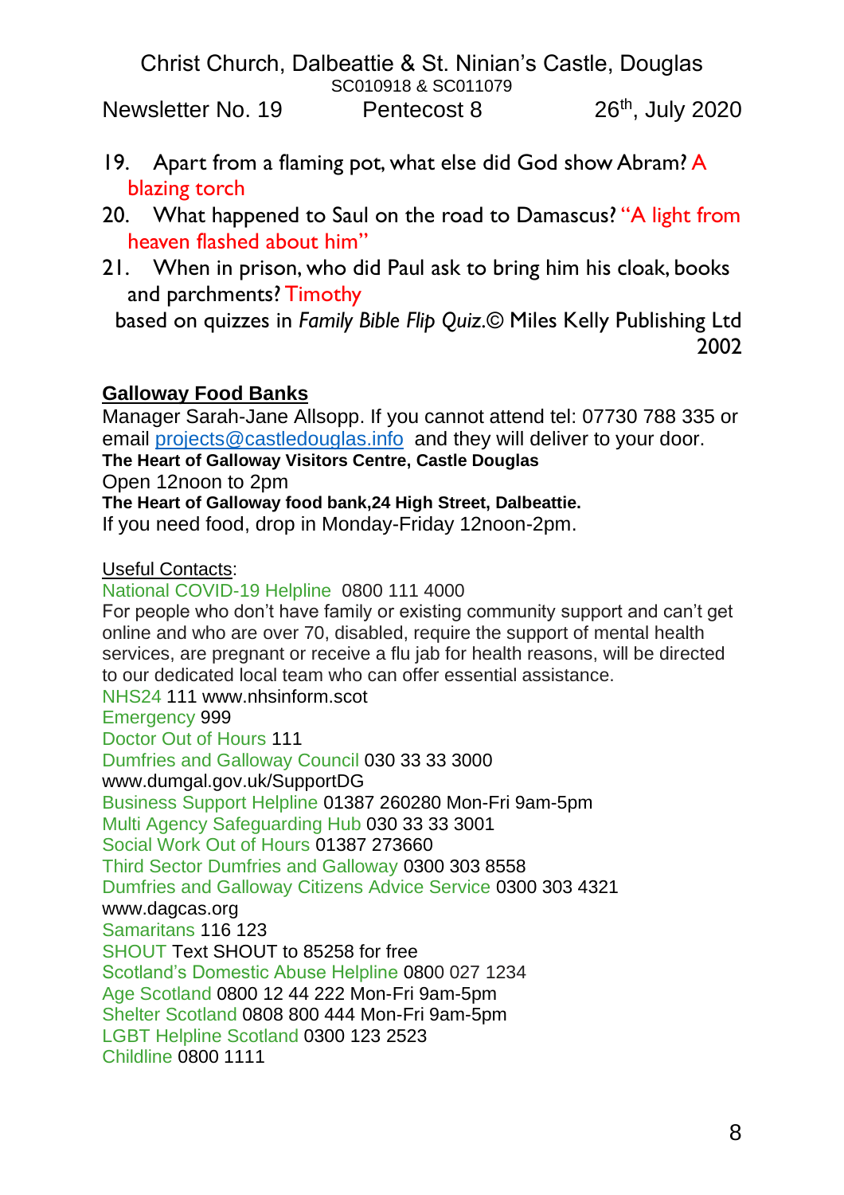19. Apart from a flaming pot, what else did God show Abram? A blazing torch
20. What happened to Saul on the road to Damascus? "A light from heaven flashed about him"
21. When in prison, who did Paul ask to bring him his cloak, books and parchments? Timothy

based on quizzes in *Family Bible Flip Quiz*.© Miles Kelly Publishing Ltd 2002

## Galloway Food Banks

Manager Sarah-Jane Allsopp. If you cannot attend tel: 07730 788 335 or email projects@castledouglas.info and they will deliver to your door.

**The Heart of Galloway Visitors Centre, Castle Douglas**

Open 12noon to 2pm

**The Heart of Galloway food bank,24 High Street, Dalbeattie.**

If you need food, drop in Monday-Friday 12noon-2pm.

Useful Contacts:

National COVID-19 Helpline 0800 111 4000

For people who don't have family or existing community support and can't get online and who are over 70, disabled, require the support of mental health services, are pregnant or receive a flu jab for health reasons, will be directed to our dedicated local team who can offer essential assistance.

NHS24 111 www.nhsinform.scot

Emergency 999

Doctor Out of Hours 111

Dumfries and Galloway Council 030 33 33 3000 www.dumgal.gov.uk/SupportDG

Business Support Helpline 01387 260280 Mon-Fri 9am-5pm

Multi Agency Safeguarding Hub 030 33 33 3001

Social Work Out of Hours 01387 273660

Third Sector Dumfries and Galloway 0300 303 8558

Dumfries and Galloway Citizens Advice Service 0300 303 4321 www.dagcas.org

Samaritans 116 123

SHOUT Text SHOUT to 85258 for free

Scotland's Domestic Abuse Helpline 0800 027 1234

Age Scotland 0800 12 44 222 Mon-Fri 9am-5pm

Shelter Scotland 0808 800 444 Mon-Fri 9am-5pm

LGBT Helpline Scotland 0300 123 2523

Childline 0800 1111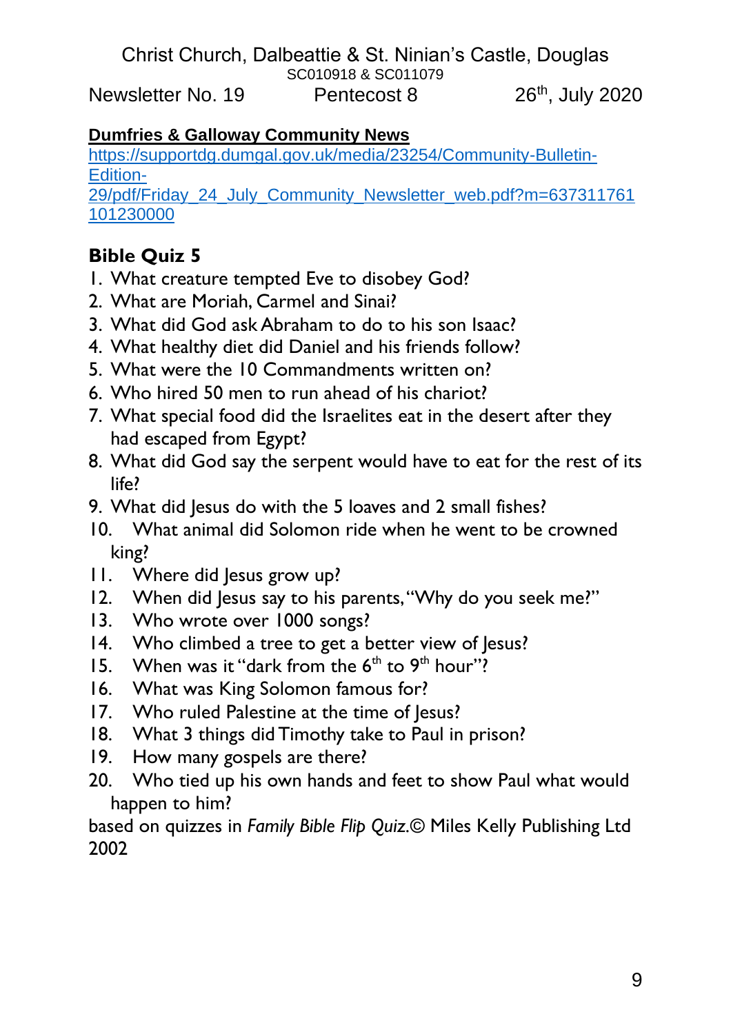Christ Church, Dalbeattie & St. Ninian's Castle, Douglas
SC010918 & SC011079

Newsletter No. 19 Pentecost 8 26th, July 2020

**Dumfries & Galloway Community News**

https://supportdg.dumgal.gov.uk/media/23254/Community-Bulletin-Edition-29/pdf/Friday_24_July_Community_Newsletter_web.pdf?m=637311761101230000

**Bible Quiz 5**

1. What creature tempted Eve to disobey God?
2. What are Moriah, Carmel and Sinai?
3. What did God ask Abraham to do to his son Isaac?
4. What healthy diet did Daniel and his friends follow?
5. What were the 10 Commandments written on?
6. Who hired 50 men to run ahead of his chariot?
7. What special food did the Israelites eat in the desert after they had escaped from Egypt?
8. What did God say the serpent would have to eat for the rest of its life?
9. What did Jesus do with the 5 loaves and 2 small fishes?
10. What animal did Solomon ride when he went to be crowned king?
11. Where did Jesus grow up?
12. When did Jesus say to his parents, "Why do you seek me?"
13. Who wrote over 1000 songs?
14. Who climbed a tree to get a better view of Jesus?
15. When was it "dark from the 6th to 9th hour"?
16. What was King Solomon famous for?
17. Who ruled Palestine at the time of Jesus?
18. What 3 things did Timothy take to Paul in prison?
19. How many gospels are there?
20. Who tied up his own hands and feet to show Paul what would happen to him?

based on quizzes in *Family Bible Flip Quiz.*© Miles Kelly Publishing Ltd 2002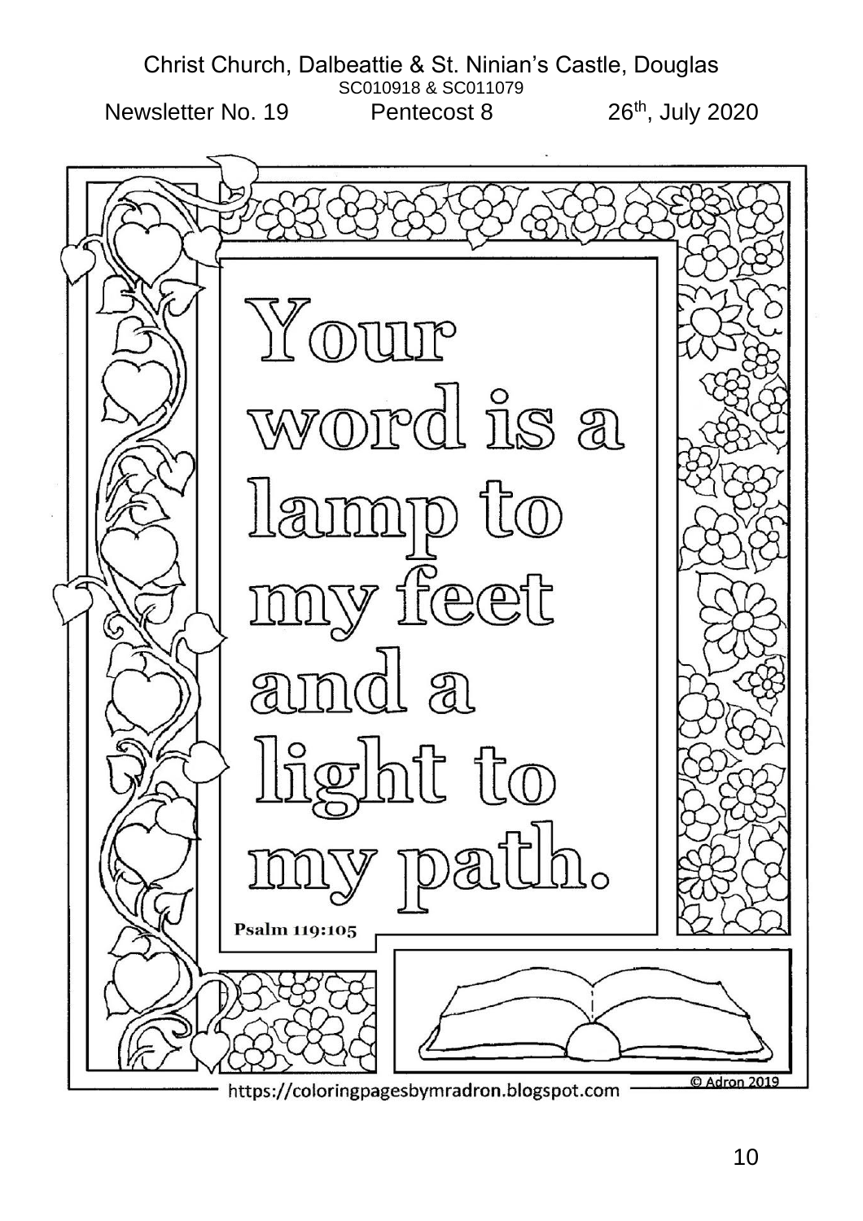Christ Church, Dalbeattie & St. Ninian's Castle, Douglas
SC010918 & SC011079
Newsletter No. 19 Pentecost 8 26th, July 2020

Your word is a lamp to my feet and a light to my path.

Psalm 119:105

© Adron 2019

https://coloringpagesbymradron.blogspot.com